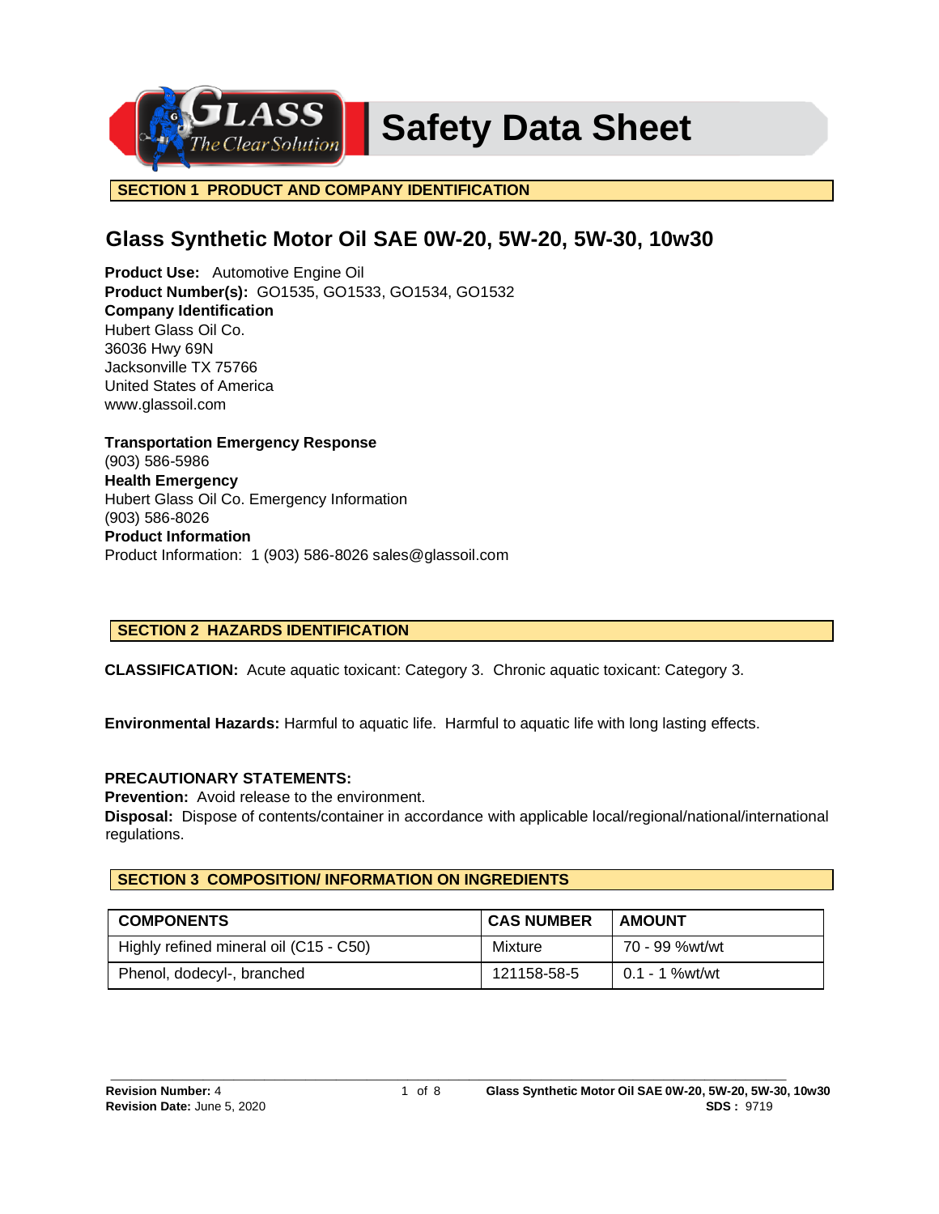# Safety Data Sheet

## SECTION 1 PRODUCT AND COMPANY IDENTIFICATION

### Glass Synthetic Motor Oil SAE 0W-20, 5W-20, 5W-30, 10w30

**Product Use:** Automotive Engine Oil
**Product Number(s):** GO1535, GO1533, GO1534, GO1532
**Company Identification**
Hubert Glass Oil Co.
36036 Hwy 69N
Jacksonville TX 75766
United States of America
www.glassoil.com

**Transportation Emergency Response**
(903) 586-5986
**Health Emergency**
Hubert Glass Oil Co. Emergency Information
(903) 586-8026
**Product Information**
Product Information: 1 (903) 586-8026 sales@glassoil.com

## SECTION 2 HAZARDS IDENTIFICATION

**CLASSIFICATION:** Acute aquatic toxicant: Category 3. Chronic aquatic toxicant: Category 3.

**Environmental Hazards:** Harmful to aquatic life. Harmful to aquatic life with long lasting effects.

**PRECAUTIONARY STATEMENTS:**
**Prevention:** Avoid release to the environment.
**Disposal:** Dispose of contents/container in accordance with applicable local/regional/national/international regulations.

## SECTION 3 COMPOSITION/ INFORMATION ON INGREDIENTS

| COMPONENTS | CAS NUMBER | AMOUNT |
| --- | --- | --- |
| Highly refined mineral oil (C15 - C50) | Mixture | 70 - 99 %wt/wt |
| Phenol, dodecyl-, branched | 121158-58-5 | 0.1 - 1 %wt/wt |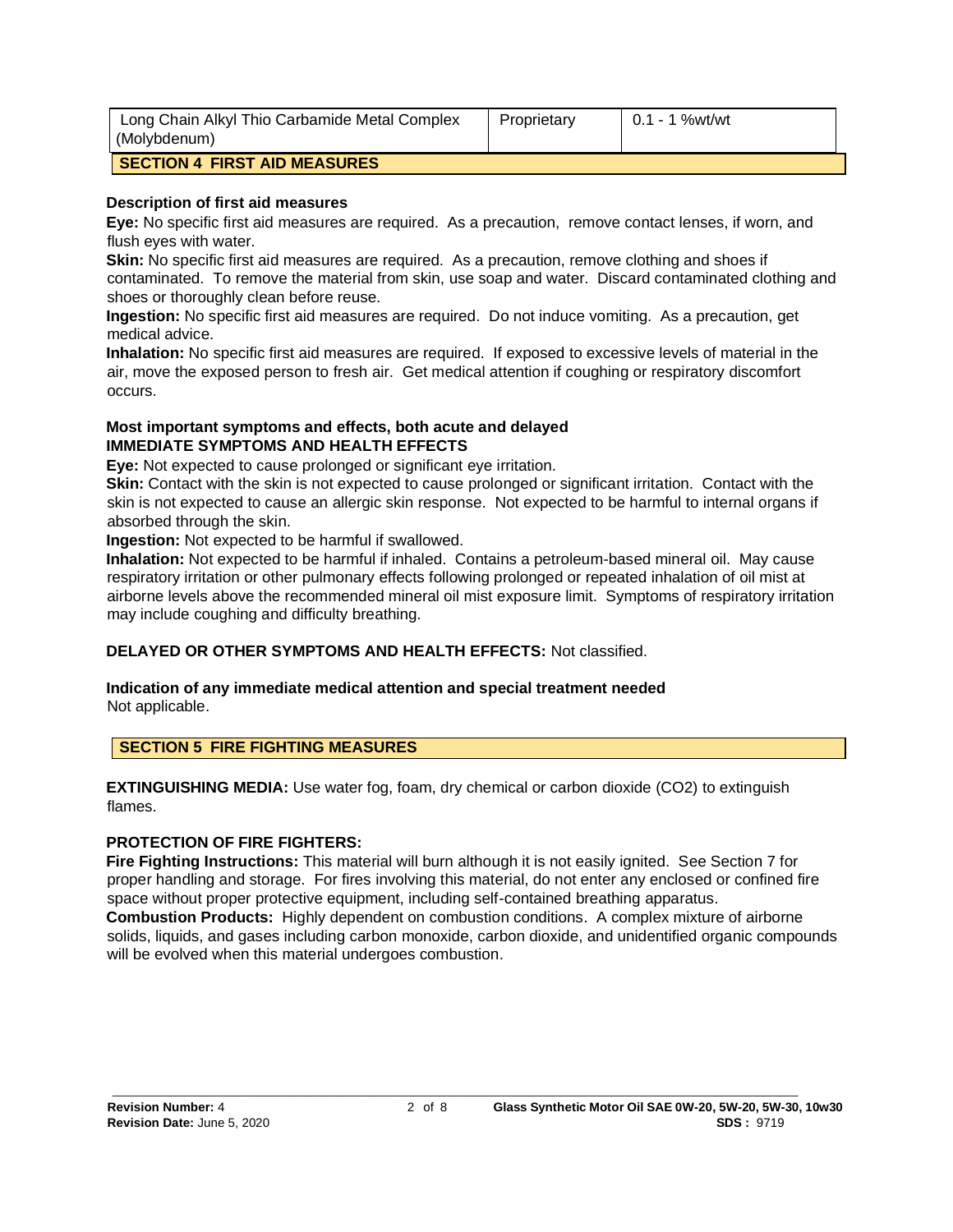| | | |
|---|---|---|
| Long Chain Alkyl Thio Carbamide Metal Complex (Molybdenum) | Proprietary | 0.1 - 1 %wt/wt |

## SECTION 4 FIRST AID MEASURES

**Description of first aid measures**

**Eye:** No specific first aid measures are required. As a precaution, remove contact lenses, if worn, and flush eyes with water.

**Skin:** No specific first aid measures are required. As a precaution, remove clothing and shoes if contaminated. To remove the material from skin, use soap and water. Discard contaminated clothing and shoes or thoroughly clean before reuse.

**Ingestion:** No specific first aid measures are required. Do not induce vomiting. As a precaution, get medical advice.

**Inhalation:** No specific first aid measures are required. If exposed to excessive levels of material in the air, move the exposed person to fresh air. Get medical attention if coughing or respiratory discomfort occurs.

**Most important symptoms and effects, both acute and delayed**

**IMMEDIATE SYMPTOMS AND HEALTH EFFECTS**

**Eye:** Not expected to cause prolonged or significant eye irritation.

**Skin:** Contact with the skin is not expected to cause prolonged or significant irritation. Contact with the skin is not expected to cause an allergic skin response. Not expected to be harmful to internal organs if absorbed through the skin.

**Ingestion:** Not expected to be harmful if swallowed.

**Inhalation:** Not expected to be harmful if inhaled. Contains a petroleum-based mineral oil. May cause respiratory irritation or other pulmonary effects following prolonged or repeated inhalation of oil mist at airborne levels above the recommended mineral oil mist exposure limit. Symptoms of respiratory irritation may include coughing and difficulty breathing.

**DELAYED OR OTHER SYMPTOMS AND HEALTH EFFECTS:** Not classified.

**Indication of any immediate medical attention and special treatment needed**

Not applicable.

## SECTION 5 FIRE FIGHTING MEASURES

**EXTINGUISHING MEDIA:** Use water fog, foam, dry chemical or carbon dioxide ($CO_2$) to extinguish flames.

**PROTECTION OF FIRE FIGHTERS:**

**Fire Fighting Instructions:** This material will burn although it is not easily ignited. See Section 7 for proper handling and storage. For fires involving this material, do not enter any enclosed or confined fire space without proper protective equipment, including self-contained breathing apparatus.

**Combustion Products:** Highly dependent on combustion conditions. A complex mixture of airborne solids, liquids, and gases including carbon monoxide, carbon dioxide, and unidentified organic compounds will be evolved when this material undergoes combustion.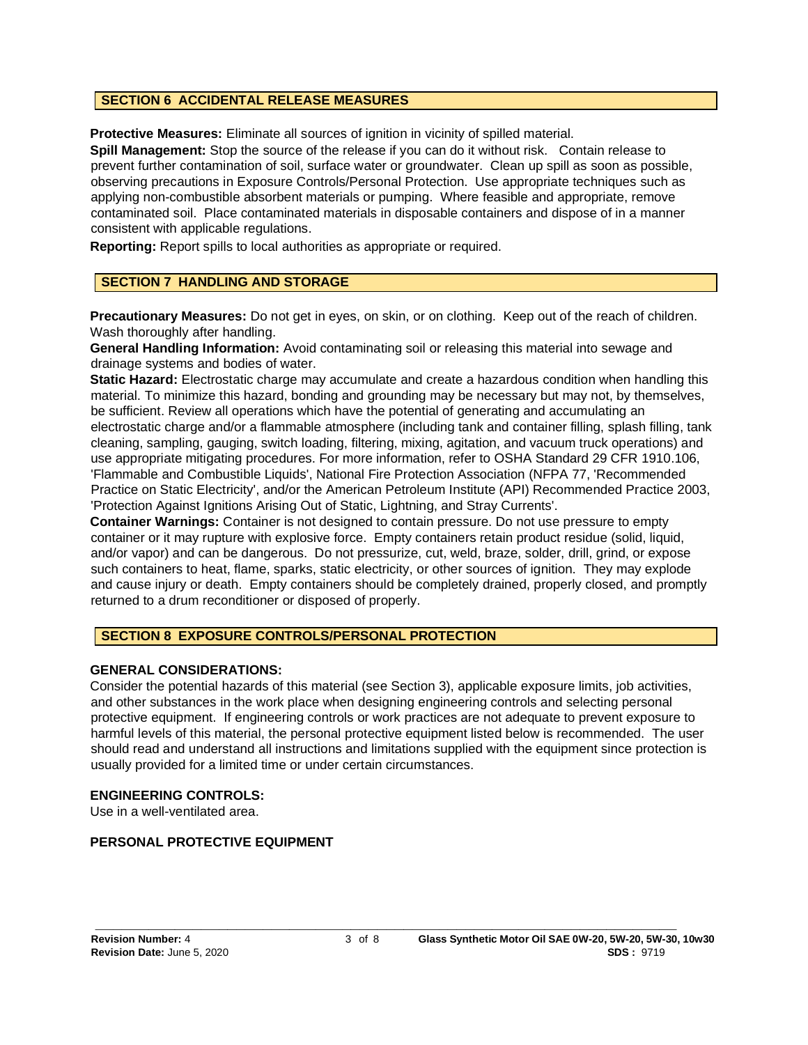## SECTION 6 ACCIDENTAL RELEASE MEASURES

**Protective Measures:** Eliminate all sources of ignition in vicinity of spilled material.

**Spill Management:** Stop the source of the release if you can do it without risk. Contain release to prevent further contamination of soil, surface water or groundwater. Clean up spill as soon as possible, observing precautions in Exposure Controls/Personal Protection. Use appropriate techniques such as applying non-combustible absorbent materials or pumping. Where feasible and appropriate, remove contaminated soil. Place contaminated materials in disposable containers and dispose of in a manner consistent with applicable regulations.

**Reporting:** Report spills to local authorities as appropriate or required.

## SECTION 7 HANDLING AND STORAGE

**Precautionary Measures:** Do not get in eyes, on skin, or on clothing. Keep out of the reach of children. Wash thoroughly after handling.

**General Handling Information:** Avoid contaminating soil or releasing this material into sewage and drainage systems and bodies of water.

**Static Hazard:** Electrostatic charge may accumulate and create a hazardous condition when handling this material. To minimize this hazard, bonding and grounding may be necessary but may not, by themselves, be sufficient. Review all operations which have the potential of generating and accumulating an electrostatic charge and/or a flammable atmosphere (including tank and container filling, splash filling, tank cleaning, sampling, gauging, switch loading, filtering, mixing, agitation, and vacuum truck operations) and use appropriate mitigating procedures. For more information, refer to OSHA Standard 29 CFR 1910.106, 'Flammable and Combustible Liquids', National Fire Protection Association (NFPA 77, 'Recommended Practice on Static Electricity', and/or the American Petroleum Institute (API) Recommended Practice 2003, 'Protection Against Ignitions Arising Out of Static, Lightning, and Stray Currents'.

**Container Warnings:** Container is not designed to contain pressure. Do not use pressure to empty container or it may rupture with explosive force. Empty containers retain product residue (solid, liquid, and/or vapor) and can be dangerous. Do not pressurize, cut, weld, braze, solder, drill, grind, or expose such containers to heat, flame, sparks, static electricity, or other sources of ignition. They may explode and cause injury or death. Empty containers should be completely drained, properly closed, and promptly returned to a drum reconditioner or disposed of properly.

## SECTION 8 EXPOSURE CONTROLS/PERSONAL PROTECTION

### GENERAL CONSIDERATIONS:

Consider the potential hazards of this material (see Section 3), applicable exposure limits, job activities, and other substances in the work place when designing engineering controls and selecting personal protective equipment. If engineering controls or work practices are not adequate to prevent exposure to harmful levels of this material, the personal protective equipment listed below is recommended. The user should read and understand all instructions and limitations supplied with the equipment since protection is usually provided for a limited time or under certain circumstances.

### ENGINEERING CONTROLS:

Use in a well-ventilated area.

### PERSONAL PROTECTIVE EQUIPMENT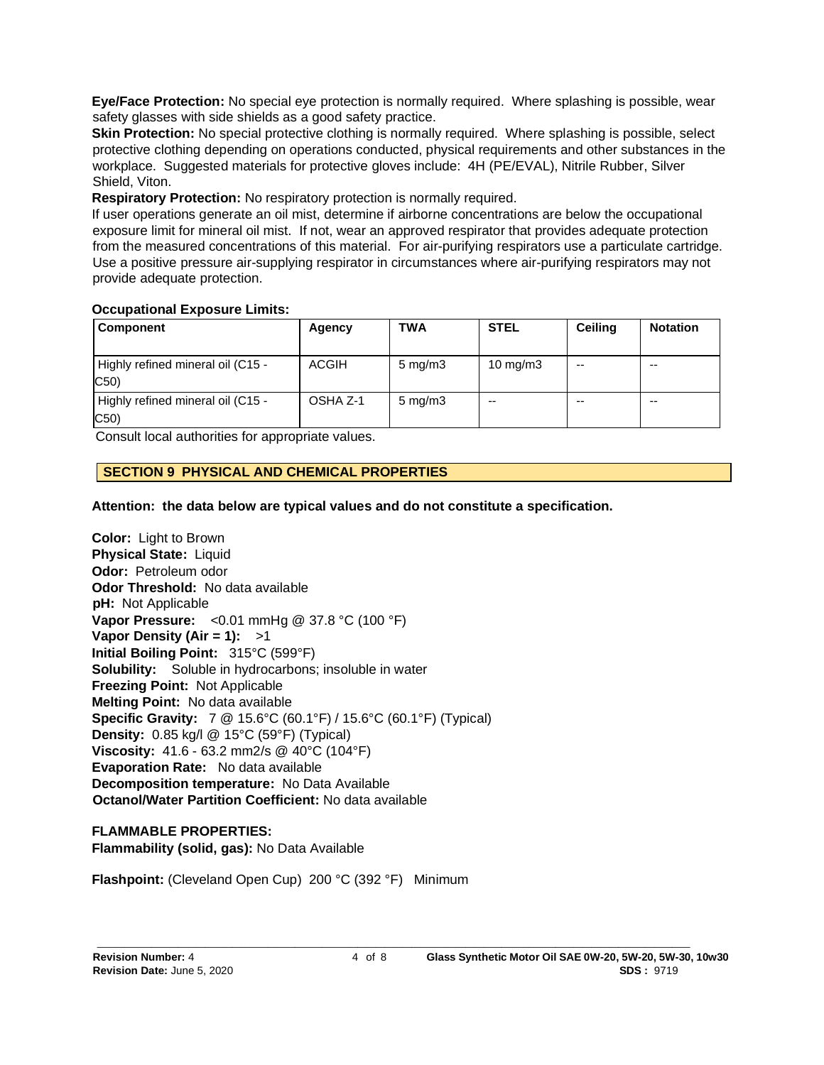**Eye/Face Protection:** No special eye protection is normally required. Where splashing is possible, wear safety glasses with side shields as a good safety practice.

**Skin Protection:** No special protective clothing is normally required. Where splashing is possible, select protective clothing depending on operations conducted, physical requirements and other substances in the workplace. Suggested materials for protective gloves include: 4H (PE/EVAL), Nitrile Rubber, Silver Shield, Viton.

**Respiratory Protection:** No respiratory protection is normally required.

If user operations generate an oil mist, determine if airborne concentrations are below the occupational exposure limit for mineral oil mist. If not, wear an approved respirator that provides adequate protection from the measured concentrations of this material. For air-purifying respirators use a particulate cartridge. Use a positive pressure air-supplying respirator in circumstances where air-purifying respirators may not provide adequate protection.

**Occupational Exposure Limits:**

| Component | Agency | TWA | STEL | Ceiling | Notation |
|---|---|---|---|---|---|
| Highly refined mineral oil (C15 - C50) | ACGIH | 5 mg/m3 | 10 mg/m3 | -- | -- |
| Highly refined mineral oil (C15 - C50) | OSHA Z-1 | 5 mg/m3 | -- | -- | -- |

Consult local authorities for appropriate values.

## SECTION 9 PHYSICAL AND CHEMICAL PROPERTIES

**Attention: the data below are typical values and do not constitute a specification.**

**Color:** Light to Brown
**Physical State:** Liquid
**Odor:** Petroleum odor
**Odor Threshold:** No data available
**pH:** Not Applicable
**Vapor Pressure:** <0.01 mmHg @ 37.8 °C (100 °F)
**Vapor Density (Air = 1):** >1
**Initial Boiling Point:** 315°C (599°F)
**Solubility:** Soluble in hydrocarbons; insoluble in water
**Freezing Point:** Not Applicable
**Melting Point:** No data available
**Specific Gravity:** 7 @ 15.6°C (60.1°F) / 15.6°C (60.1°F) (Typical)
**Density:** 0.85 kg/l @ 15°C (59°F) (Typical)
**Viscosity:** 41.6 - 63.2 mm2/s @ 40°C (104°F)
**Evaporation Rate:** No data available
**Decomposition temperature:** No Data Available
**Octanol/Water Partition Coefficient:** No data available

**FLAMMABLE PROPERTIES:**
**Flammability (solid, gas):** No Data Available

**Flashpoint:** (Cleveland Open Cup) 200 °C (392 °F) Minimum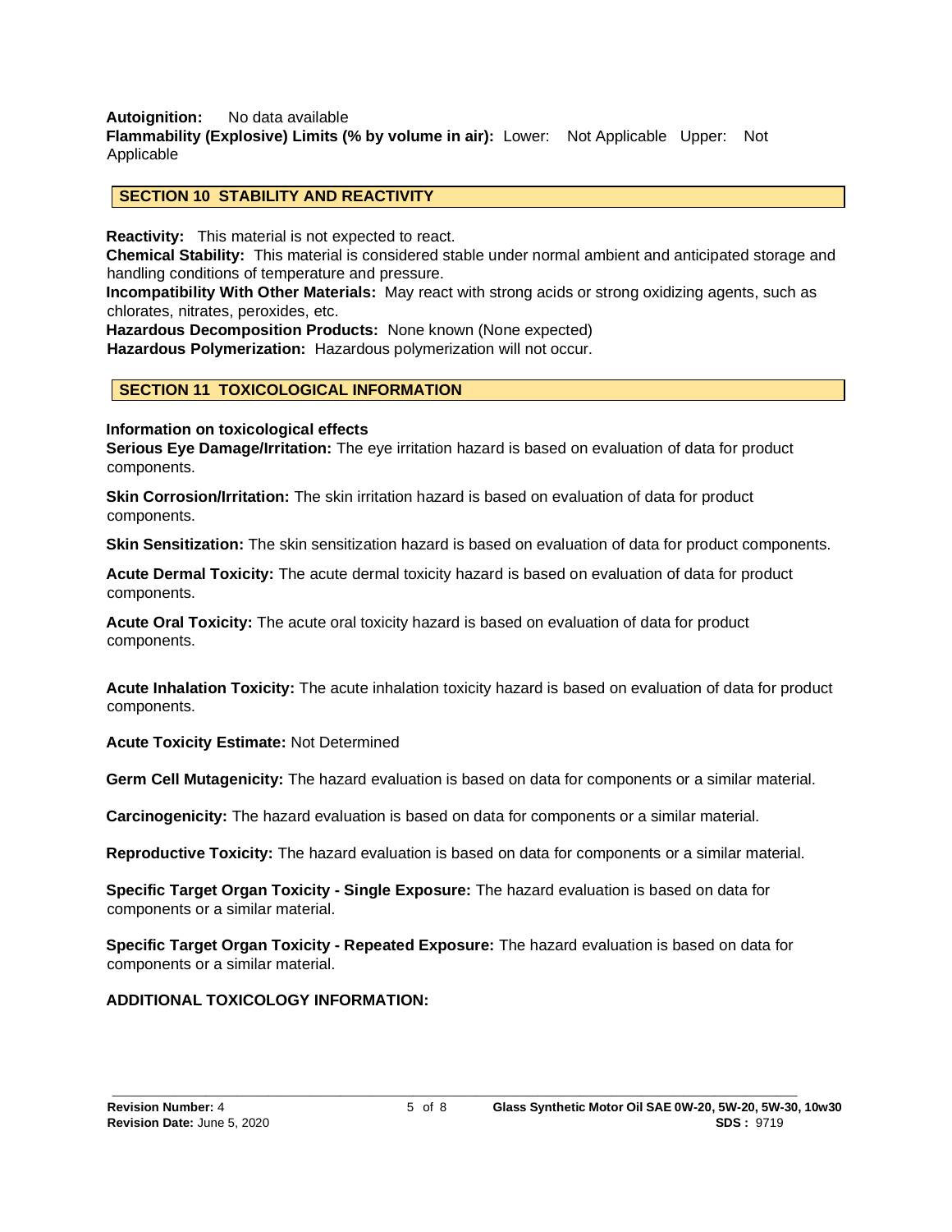**Autoignition:** No data available

**Flammability (Explosive) Limits (% by volume in air):** Lower: Not Applicable Upper: Not Applicable

## SECTION 10 STABILITY AND REACTIVITY

**Reactivity:** This material is not expected to react.

**Chemical Stability:** This material is considered stable under normal ambient and anticipated storage and handling conditions of temperature and pressure.

**Incompatibility With Other Materials:** May react with strong acids or strong oxidizing agents, such as chlorates, nitrates, peroxides, etc.

**Hazardous Decomposition Products:** None known (None expected)

**Hazardous Polymerization:** Hazardous polymerization will not occur.

## SECTION 11 TOXICOLOGICAL INFORMATION

**Information on toxicological effects**

**Serious Eye Damage/Irritation:** The eye irritation hazard is based on evaluation of data for product components.

**Skin Corrosion/Irritation:** The skin irritation hazard is based on evaluation of data for product components.

**Skin Sensitization:** The skin sensitization hazard is based on evaluation of data for product components.

**Acute Dermal Toxicity:** The acute dermal toxicity hazard is based on evaluation of data for product components.

**Acute Oral Toxicity:** The acute oral toxicity hazard is based on evaluation of data for product components.

**Acute Inhalation Toxicity:** The acute inhalation toxicity hazard is based on evaluation of data for product components.

**Acute Toxicity Estimate:** Not Determined

**Germ Cell Mutagenicity:** The hazard evaluation is based on data for components or a similar material.

**Carcinogenicity:** The hazard evaluation is based on data for components or a similar material.

**Reproductive Toxicity:** The hazard evaluation is based on data for components or a similar material.

**Specific Target Organ Toxicity - Single Exposure:** The hazard evaluation is based on data for components or a similar material.

**Specific Target Organ Toxicity - Repeated Exposure:** The hazard evaluation is based on data for components or a similar material.

**ADDITIONAL TOXICOLOGY INFORMATION:**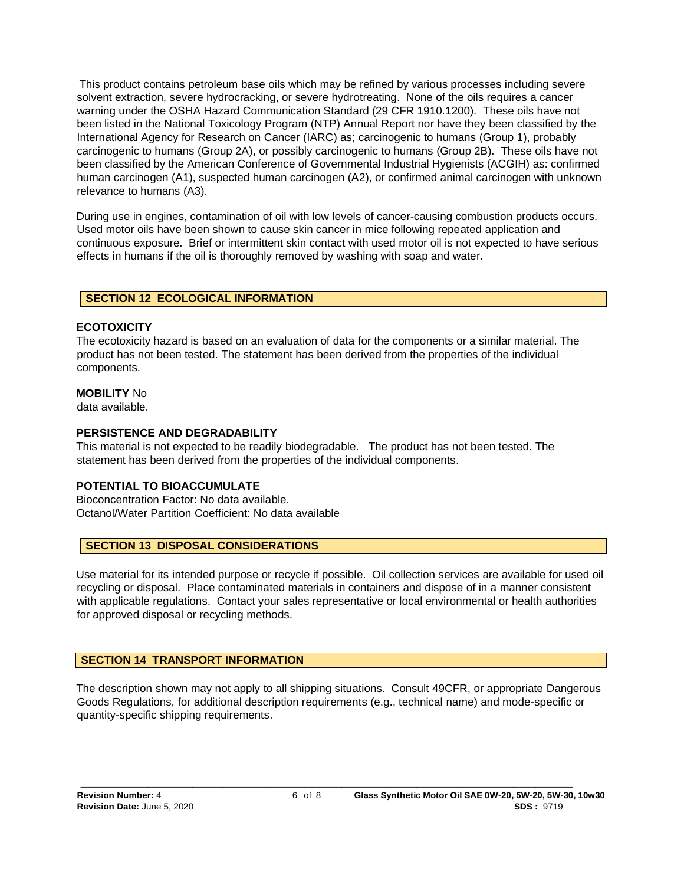This product contains petroleum base oils which may be refined by various processes including severe solvent extraction, severe hydrocracking, or severe hydrotreating. None of the oils requires a cancer warning under the OSHA Hazard Communication Standard (29 CFR 1910.1200). These oils have not been listed in the National Toxicology Program (NTP) Annual Report nor have they been classified by the International Agency for Research on Cancer (IARC) as; carcinogenic to humans (Group 1), probably carcinogenic to humans (Group 2A), or possibly carcinogenic to humans (Group 2B). These oils have not been classified by the American Conference of Governmental Industrial Hygienists (ACGIH) as: confirmed human carcinogen (A1), suspected human carcinogen (A2), or confirmed animal carcinogen with unknown relevance to humans (A3).

During use in engines, contamination of oil with low levels of cancer-causing combustion products occurs. Used motor oils have been shown to cause skin cancer in mice following repeated application and continuous exposure. Brief or intermittent skin contact with used motor oil is not expected to have serious effects in humans if the oil is thoroughly removed by washing with soap and water.

## SECTION 12 ECOLOGICAL INFORMATION

**ECOTOXICITY**
The ecotoxicity hazard is based on an evaluation of data for the components or a similar material. The product has not been tested. The statement has been derived from the properties of the individual components.

**MOBILITY** No data available.

**PERSISTENCE AND DEGRADABILITY**
This material is not expected to be readily biodegradable. The product has not been tested. The statement has been derived from the properties of the individual components.

**POTENTIAL TO BIOACCUMULATE**
Bioconcentration Factor: No data available.
Octanol/Water Partition Coefficient: No data available

## SECTION 13 DISPOSAL CONSIDERATIONS

Use material for its intended purpose or recycle if possible. Oil collection services are available for used oil recycling or disposal. Place contaminated materials in containers and dispose of in a manner consistent with applicable regulations. Contact your sales representative or local environmental or health authorities for approved disposal or recycling methods.

## SECTION 14 TRANSPORT INFORMATION

The description shown may not apply to all shipping situations. Consult 49CFR, or appropriate Dangerous Goods Regulations, for additional description requirements (e.g., technical name) and mode-specific or quantity-specific shipping requirements.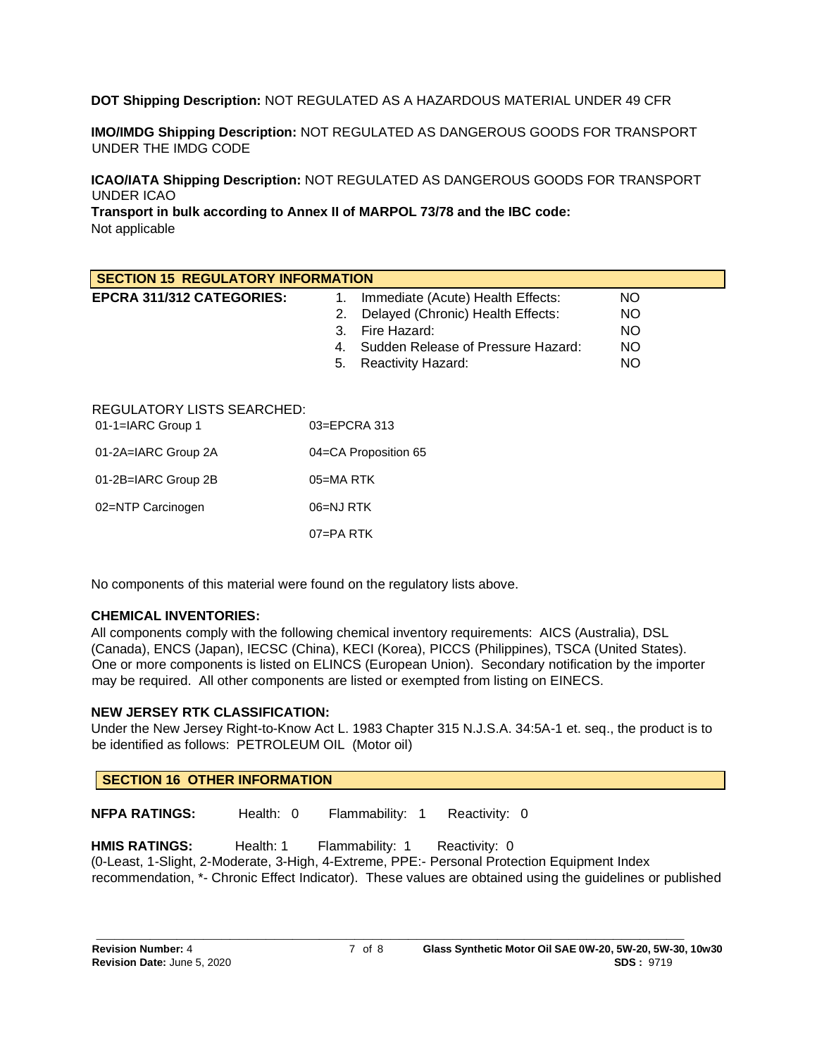**DOT Shipping Description:** NOT REGULATED AS A HAZARDOUS MATERIAL UNDER 49 CFR

**IMO/IMDG Shipping Description:** NOT REGULATED AS DANGEROUS GOODS FOR TRANSPORT UNDER THE IMDG CODE

**ICAO/IATA Shipping Description:** NOT REGULATED AS DANGEROUS GOODS FOR TRANSPORT UNDER ICAO

**Transport in bulk according to Annex II of MARPOL 73/78 and the IBC code:**
Not applicable

## SECTION 15 REGULATORY INFORMATION

**EPCRA 311/312 CATEGORIES:**

1. Immediate (Acute) Health Effects: NO
2. Delayed (Chronic) Health Effects: NO
3. Fire Hazard: NO
4. Sudden Release of Pressure Hazard: NO
5. Reactivity Hazard: NO

REGULATORY LISTS SEARCHED:

| | |
|---|---|
| 01-1=IARC Group 1 | 03=EPCRA 313 |
| 01-2A=IARC Group 2A | 04=CA Proposition 65 |
| 01-2B=IARC Group 2B | 05=MA RTK |
| 02=NTP Carcinogen | 06=NJ RTK |
| | 07=PA RTK |

No components of this material were found on the regulatory lists above.

**CHEMICAL INVENTORIES:**
All components comply with the following chemical inventory requirements: AICS (Australia), DSL (Canada), ENCS (Japan), IECSC (China), KECI (Korea), PICCS (Philippines), TSCA (United States). One or more components is listed on ELINCS (European Union). Secondary notification by the importer may be required. All other components are listed or exempted from listing on EINECS.

**NEW JERSEY RTK CLASSIFICATION:**
Under the New Jersey Right-to-Know Act L. 1983 Chapter 315 N.J.S.A. 34:5A-1 et. seq., the product is to be identified as follows: PETROLEUM OIL (Motor oil)

## SECTION 16 OTHER INFORMATION

**NFPA RATINGS:** Health: 0 Flammability: 1 Reactivity: 0

**HMIS RATINGS:** Health: 1 Flammability: 1 Reactivity: 0
(0-Least, 1-Slight, 2-Moderate, 3-High, 4-Extreme, PPE:- Personal Protection Equipment Index recommendation, *- Chronic Effect Indicator). These values are obtained using the guidelines or published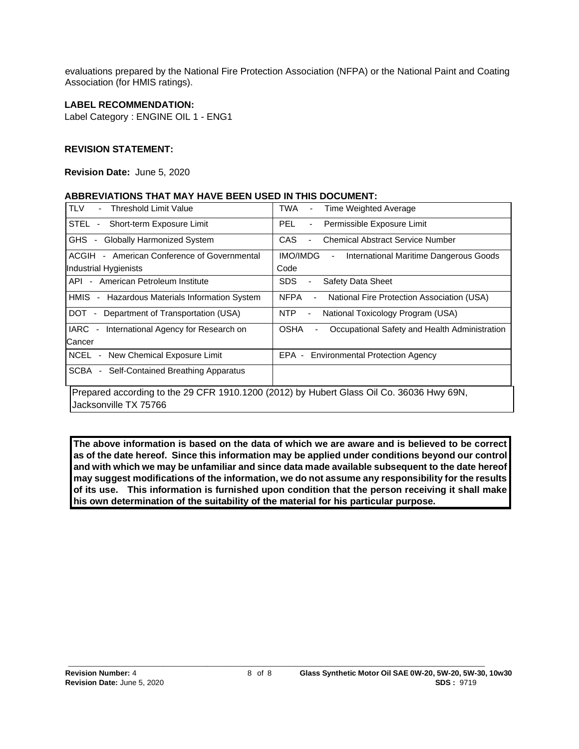evaluations prepared by the National Fire Protection Association (NFPA) or the National Paint and Coating Association (for HMIS ratings).

**LABEL RECOMMENDATION:**

Label Category : ENGINE OIL 1 - ENG1

**REVISION STATEMENT:**

**Revision Date:** June 5, 2020

**ABBREVIATIONS THAT MAY HAVE BEEN USED IN THIS DOCUMENT:**

| | |
|---|---|
| TLV - Threshold Limit Value | TWA - Time Weighted Average |
| STEL - Short-term Exposure Limit | PEL - Permissible Exposure Limit |
| GHS - Globally Harmonized System | CAS - Chemical Abstract Service Number |
| ACGIH - American Conference of Governmental Industrial Hygienists | IMO/IMDG - International Maritime Dangerous Goods Code |
| API - American Petroleum Institute | SDS - Safety Data Sheet |
| HMIS - Hazardous Materials Information System | NFPA - National Fire Protection Association (USA) |
| DOT - Department of Transportation (USA) | NTP - National Toxicology Program (USA) |
| IARC - International Agency for Research on Cancer | OSHA - Occupational Safety and Health Administration |
| NCEL - New Chemical Exposure Limit | EPA - Environmental Protection Agency |
| SCBA - Self-Contained Breathing Apparatus | |

Prepared according to the 29 CFR 1910.1200 (2012) by Hubert Glass Oil Co. 36036 Hwy 69N, Jacksonville TX 75766

**The above information is based on the data of which we are aware and is believed to be correct as of the date hereof. Since this information may be applied under conditions beyond our control and with which we may be unfamiliar and since data made available subsequent to the date hereof may suggest modifications of the information, we do not assume any responsibility for the results of its use. This information is furnished upon condition that the person receiving it shall make his own determination of the suitability of the material for his particular purpose.**